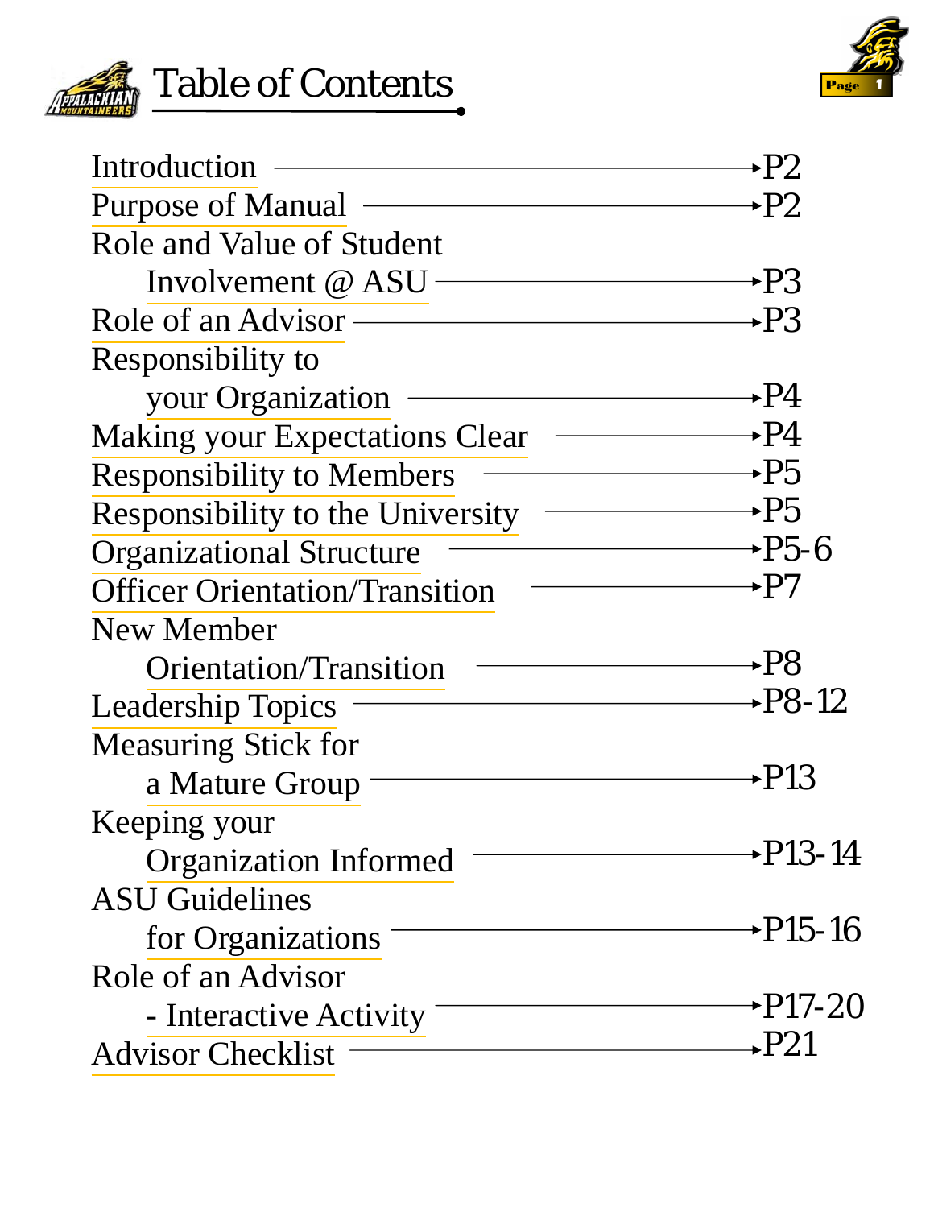# Table of Contents

| Section | Page |
| --- | --- |
| Introduction | P2 |
| Purpose of Manual | P2 |
| Role and Value of Student Involvement @ ASU | P3 |
| Role of an Advisor | P3 |
| Responsibility to your Organization | P4 |
| Making your Expectations Clear | P4 |
| Responsibility to Members | P5 |
| Responsibility to the University | P5 |
| Organizational Structure | P5-6 |
| Officer Orientation/Transition | P7 |
| New Member Orientation/Transition | P8 |
| Leadership Topics | P8-12 |
| Measuring Stick for a Mature Group | P13 |
| Keeping your Organization Informed | P13-14 |
| ASU Guidelines for Organizations | P15-16 |
| Role of an Advisor - Interactive Activity | P17-20 |
| Advisor Checklist | P21 |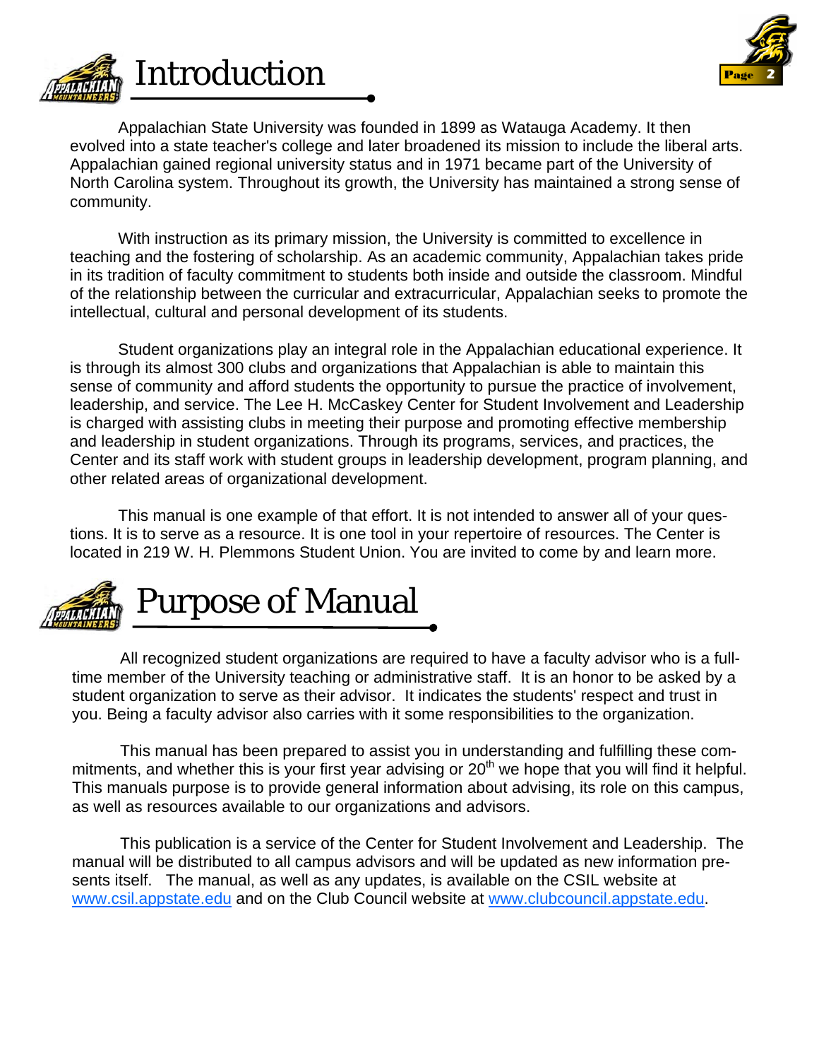# Introduction

Appalachian State University was founded in 1899 as Watauga Academy. It then evolved into a state teacher's college and later broadened its mission to include the liberal arts. Appalachian gained regional university status and in 1971 became part of the University of North Carolina system. Throughout its growth, the University has maintained a strong sense of community.

With instruction as its primary mission, the University is committed to excellence in teaching and the fostering of scholarship. As an academic community, Appalachian takes pride in its tradition of faculty commitment to students both inside and outside the classroom. Mindful of the relationship between the curricular and extracurricular, Appalachian seeks to promote the intellectual, cultural and personal development of its students.

Student organizations play an integral role in the Appalachian educational experience. It is through its almost 300 clubs and organizations that Appalachian is able to maintain this sense of community and afford students the opportunity to pursue the practice of involvement, leadership, and service. The Lee H. McCaskey Center for Student Involvement and Leadership is charged with assisting clubs in meeting their purpose and promoting effective membership and leadership in student organizations. Through its programs, services, and practices, the Center and its staff work with student groups in leadership development, program planning, and other related areas of organizational development.

This manual is one example of that effort. It is not intended to answer all of your questions. It is to serve as a resource. It is one tool in your repertoire of resources. The Center is located in 219 W. H. Plemmons Student Union. You are invited to come by and learn more.

# Purpose of Manual

All recognized student organizations are required to have a faculty advisor who is a full-time member of the University teaching or administrative staff. It is an honor to be asked by a student organization to serve as their advisor. It indicates the students' respect and trust in you. Being a faculty advisor also carries with it some responsibilities to the organization.

This manual has been prepared to assist you in understanding and fulfilling these commitments, and whether this is your first year advising or 20th we hope that you will find it helpful. This manuals purpose is to provide general information about advising, its role on this campus, as well as resources available to our organizations and advisors.

This publication is a service of the Center for Student Involvement and Leadership. The manual will be distributed to all campus advisors and will be updated as new information presents itself. The manual, as well as any updates, is available on the CSIL website at www.csil.appstate.edu and on the Club Council website at www.clubcouncil.appstate.edu.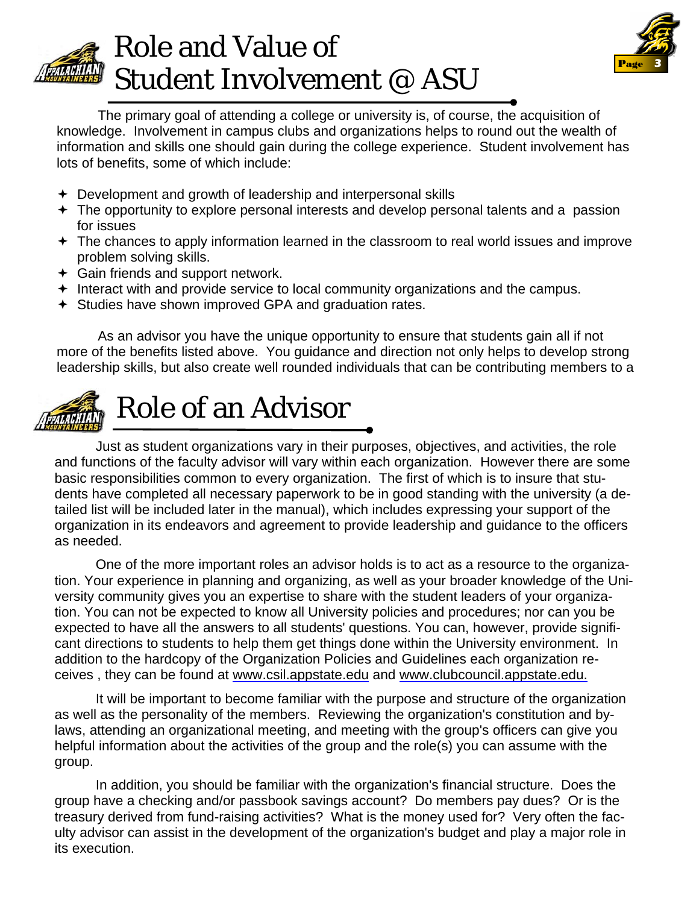# Role and Value of Student Involvement @ ASU

The primary goal of attending a college or university is, of course, the acquisition of knowledge. Involvement in campus clubs and organizations helps to round out the wealth of information and skills one should gain during the college experience. Student involvement has lots of benefits, some of which include:

- Development and growth of leadership and interpersonal skills
- The opportunity to explore personal interests and develop personal talents and a passion for issues
- The chances to apply information learned in the classroom to real world issues and improve problem solving skills.
- Gain friends and support network.
- Interact with and provide service to local community organizations and the campus.
- Studies have shown improved GPA and graduation rates.

As an advisor you have the unique opportunity to ensure that students gain all if not more of the benefits listed above. You guidance and direction not only helps to develop strong leadership skills, but also create well rounded individuals that can be contributing members to a

# Role of an Advisor

Just as student organizations vary in their purposes, objectives, and activities, the role and functions of the faculty advisor will vary within each organization. However there are some basic responsibilities common to every organization. The first of which is to insure that students have completed all necessary paperwork to be in good standing with the university (a detailed list will be included later in the manual), which includes expressing your support of the organization in its endeavors and agreement to provide leadership and guidance to the officers as needed.

One of the more important roles an advisor holds is to act as a resource to the organization. Your experience in planning and organizing, as well as your broader knowledge of the University community gives you an expertise to share with the student leaders of your organization. You can not be expected to know all University policies and procedures; nor can you be expected to have all the answers to all students' questions. You can, however, provide significant directions to students to help them get things done within the University environment. In addition to the hardcopy of the Organization Policies and Guidelines each organization receives , they can be found at www.csil.appstate.edu and www.clubcouncil.appstate.edu.

It will be important to become familiar with the purpose and structure of the organization as well as the personality of the members. Reviewing the organization's constitution and bylaws, attending an organizational meeting, and meeting with the group's officers can give you helpful information about the activities of the group and the role(s) you can assume with the group.

In addition, you should be familiar with the organization's financial structure. Does the group have a checking and/or passbook savings account? Do members pay dues? Or is the treasury derived from fund-raising activities? What is the money used for? Very often the faculty advisor can assist in the development of the organization's budget and play a major role in its execution.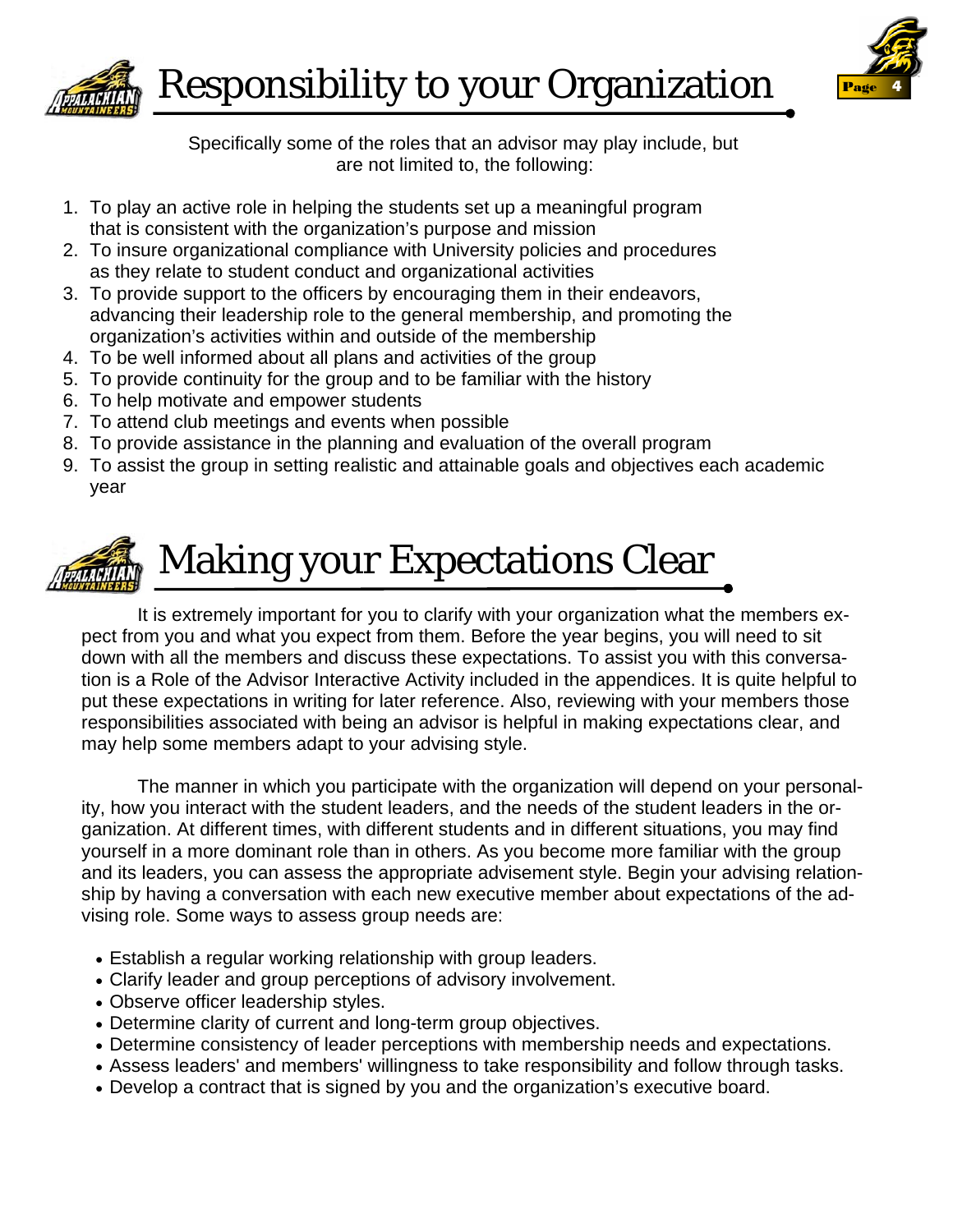# Responsibility to your Organization

Specifically some of the roles that an advisor may play include, but are not limited to, the following:

1. To play an active role in helping the students set up a meaningful program that is consistent with the organization's purpose and mission
2. To insure organizational compliance with University policies and procedures as they relate to student conduct and organizational activities
3. To provide support to the officers by encouraging them in their endeavors, advancing their leadership role to the general membership, and promoting the organization's activities within and outside of the membership
4. To be well informed about all plans and activities of the group
5. To provide continuity for the group and to be familiar with the history
6. To help motivate and empower students
7. To attend club meetings and events when possible
8. To provide assistance in the planning and evaluation of the overall program
9. To assist the group in setting realistic and attainable goals and objectives each academic year

# Making your Expectations Clear

It is extremely important for you to clarify with your organization what the members expect from you and what you expect from them. Before the year begins, you will need to sit down with all the members and discuss these expectations. To assist you with this conversation is a Role of the Advisor Interactive Activity included in the appendices. It is quite helpful to put these expectations in writing for later reference. Also, reviewing with your members those responsibilities associated with being an advisor is helpful in making expectations clear, and may help some members adapt to your advising style.

The manner in which you participate with the organization will depend on your personality, how you interact with the student leaders, and the needs of the student leaders in the organization. At different times, with different students and in different situations, you may find yourself in a more dominant role than in others. As you become more familiar with the group and its leaders, you can assess the appropriate advisement style. Begin your advising relationship by having a conversation with each new executive member about expectations of the advising role. Some ways to assess group needs are:

- Establish a regular working relationship with group leaders.
- Clarify leader and group perceptions of advisory involvement.
- Observe officer leadership styles.
- Determine clarity of current and long-term group objectives.
- Determine consistency of leader perceptions with membership needs and expectations.
- Assess leaders' and members' willingness to take responsibility and follow through tasks.
- Develop a contract that is signed by you and the organization's executive board.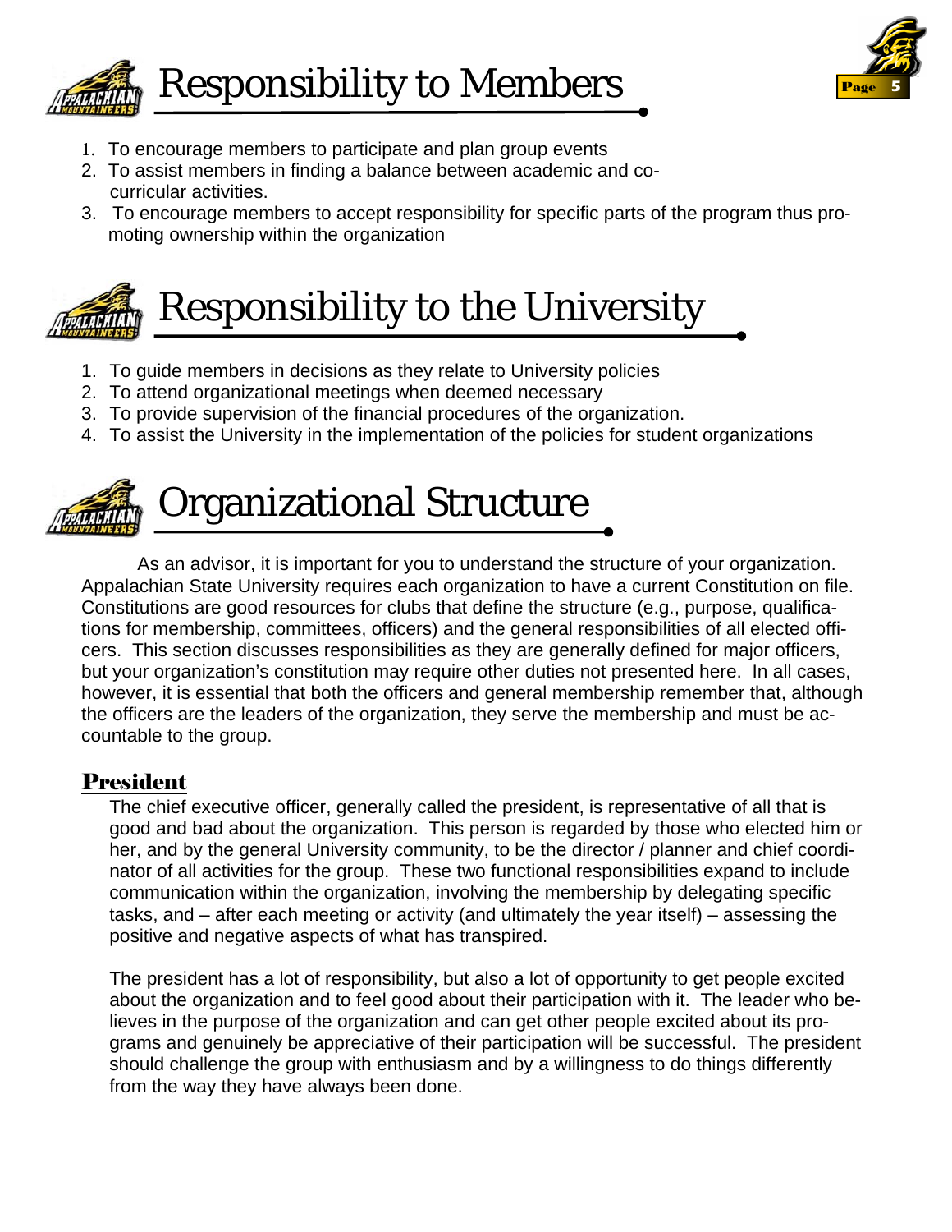# Responsibility to Members

1. To encourage members to participate and plan group events
2. To assist members in finding a balance between academic and co-curricular activities.
3. To encourage members to accept responsibility for specific parts of the program thus promoting ownership within the organization

# Responsibility to the University

1. To guide members in decisions as they relate to University policies
2. To attend organizational meetings when deemed necessary
3. To provide supervision of the financial procedures of the organization.
4. To assist the University in the implementation of the policies for student organizations

# Organizational Structure

As an advisor, it is important for you to understand the structure of your organization. Appalachian State University requires each organization to have a current Constitution on file. Constitutions are good resources for clubs that define the structure (e.g., purpose, qualifications for membership, committees, officers) and the general responsibilities of all elected officers. This section discusses responsibilities as they are generally defined for major officers, but your organization's constitution may require other duties not presented here. In all cases, however, it is essential that both the officers and general membership remember that, although the officers are the leaders of the organization, they serve the membership and must be accountable to the group.

## President

The chief executive officer, generally called the president, is representative of all that is good and bad about the organization. This person is regarded by those who elected him or her, and by the general University community, to be the director / planner and chief coordinator of all activities for the group. These two functional responsibilities expand to include communication within the organization, involving the membership by delegating specific tasks, and – after each meeting or activity (and ultimately the year itself) – assessing the positive and negative aspects of what has transpired.

The president has a lot of responsibility, but also a lot of opportunity to get people excited about the organization and to feel good about their participation with it. The leader who believes in the purpose of the organization and can get other people excited about its programs and genuinely be appreciative of their participation will be successful. The president should challenge the group with enthusiasm and by a willingness to do things differently from the way they have always been done.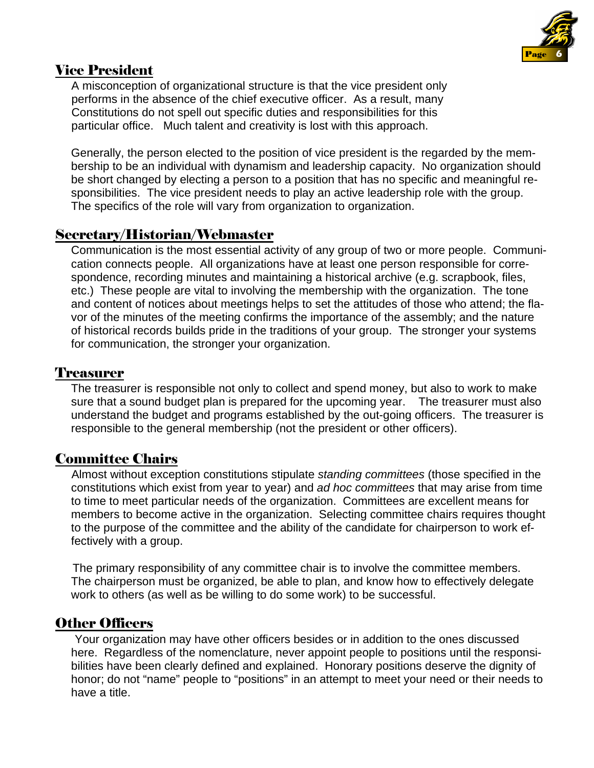## Vice President

A misconception of organizational structure is that the vice president only performs in the absence of the chief executive officer. As a result, many Constitutions do not spell out specific duties and responsibilities for this particular office. Much talent and creativity is lost with this approach.

Generally, the person elected to the position of vice president is the regarded by the membership to be an individual with dynamism and leadership capacity. No organization should be short changed by electing a person to a position that has no specific and meaningful responsibilities. The vice president needs to play an active leadership role with the group. The specifics of the role will vary from organization to organization.

## Secretary/Historian/Webmaster

Communication is the most essential activity of any group of two or more people. Communication connects people. All organizations have at least one person responsible for correspondence, recording minutes and maintaining a historical archive (e.g. scrapbook, files, etc.) These people are vital to involving the membership with the organization. The tone and content of notices about meetings helps to set the attitudes of those who attend; the flavor of the minutes of the meeting confirms the importance of the assembly; and the nature of historical records builds pride in the traditions of your group. The stronger your systems for communication, the stronger your organization.

## Treasurer

The treasurer is responsible not only to collect and spend money, but also to work to make sure that a sound budget plan is prepared for the upcoming year. The treasurer must also understand the budget and programs established by the out-going officers. The treasurer is responsible to the general membership (not the president or other officers).

## Committee Chairs

Almost without exception constitutions stipulate *standing committees* (those specified in the constitutions which exist from year to year) and *ad hoc committees* that may arise from time to time to meet particular needs of the organization. Committees are excellent means for members to become active in the organization. Selecting committee chairs requires thought to the purpose of the committee and the ability of the candidate for chairperson to work effectively with a group.

The primary responsibility of any committee chair is to involve the committee members. The chairperson must be organized, be able to plan, and know how to effectively delegate work to others (as well as be willing to do some work) to be successful.

## Other Officers

Your organization may have other officers besides or in addition to the ones discussed here. Regardless of the nomenclature, never appoint people to positions until the responsibilities have been clearly defined and explained. Honorary positions deserve the dignity of honor; do not "name" people to "positions" in an attempt to meet your need or their needs to have a title.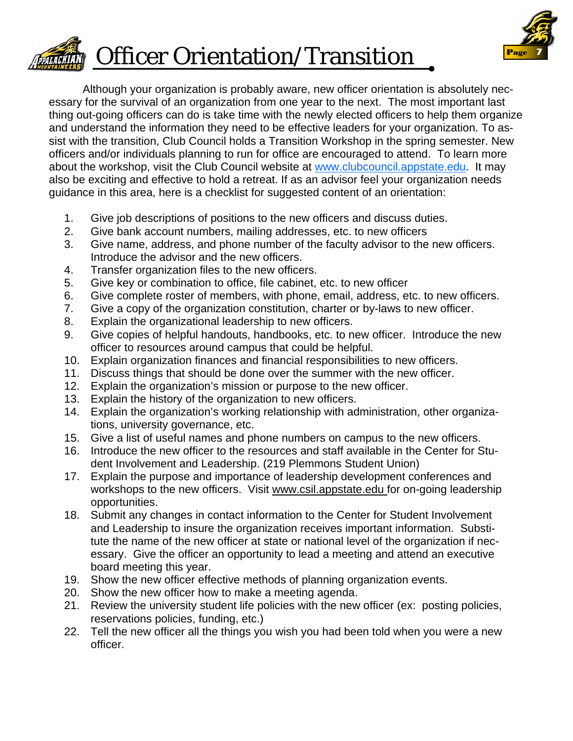# Officer Orientation/Transition

Although your organization is probably aware, new officer orientation is absolutely necessary for the survival of an organization from one year to the next. The most important last thing out-going officers can do is take time with the newly elected officers to help them organize and understand the information they need to be effective leaders for your organization. To assist with the transition, Club Council holds a Transition Workshop in the spring semester. New officers and/or individuals planning to run for office are encouraged to attend. To learn more about the workshop, visit the Club Council website at www.clubcouncil.appstate.edu. It may also be exciting and effective to hold a retreat. If as an advisor feel your organization needs guidance in this area, here is a checklist for suggested content of an orientation:

1. Give job descriptions of positions to the new officers and discuss duties.
2. Give bank account numbers, mailing addresses, etc. to new officers
3. Give name, address, and phone number of the faculty advisor to the new officers. Introduce the advisor and the new officers.
4. Transfer organization files to the new officers.
5. Give key or combination to office, file cabinet, etc. to new officer
6. Give complete roster of members, with phone, email, address, etc. to new officers.
7. Give a copy of the organization constitution, charter or by-laws to new officer.
8. Explain the organizational leadership to new officers.
9. Give copies of helpful handouts, handbooks, etc. to new officer. Introduce the new officer to resources around campus that could be helpful.
10. Explain organization finances and financial responsibilities to new officers.
11. Discuss things that should be done over the summer with the new officer.
12. Explain the organization's mission or purpose to the new officer.
13. Explain the history of the organization to new officers.
14. Explain the organization's working relationship with administration, other organizations, university governance, etc.
15. Give a list of useful names and phone numbers on campus to the new officers.
16. Introduce the new officer to the resources and staff available in the Center for Student Involvement and Leadership. (219 Plemmons Student Union)
17. Explain the purpose and importance of leadership development conferences and workshops to the new officers. Visit www.csil.appstate.edu for on-going leadership opportunities.
18. Submit any changes in contact information to the Center for Student Involvement and Leadership to insure the organization receives important information. Substitute the name of the new officer at state or national level of the organization if necessary. Give the officer an opportunity to lead a meeting and attend an executive board meeting this year.
19. Show the new officer effective methods of planning organization events.
20. Show the new officer how to make a meeting agenda.
21. Review the university student life policies with the new officer (ex: posting policies, reservations policies, funding, etc.)
22. Tell the new officer all the things you wish you had been told when you were a new officer.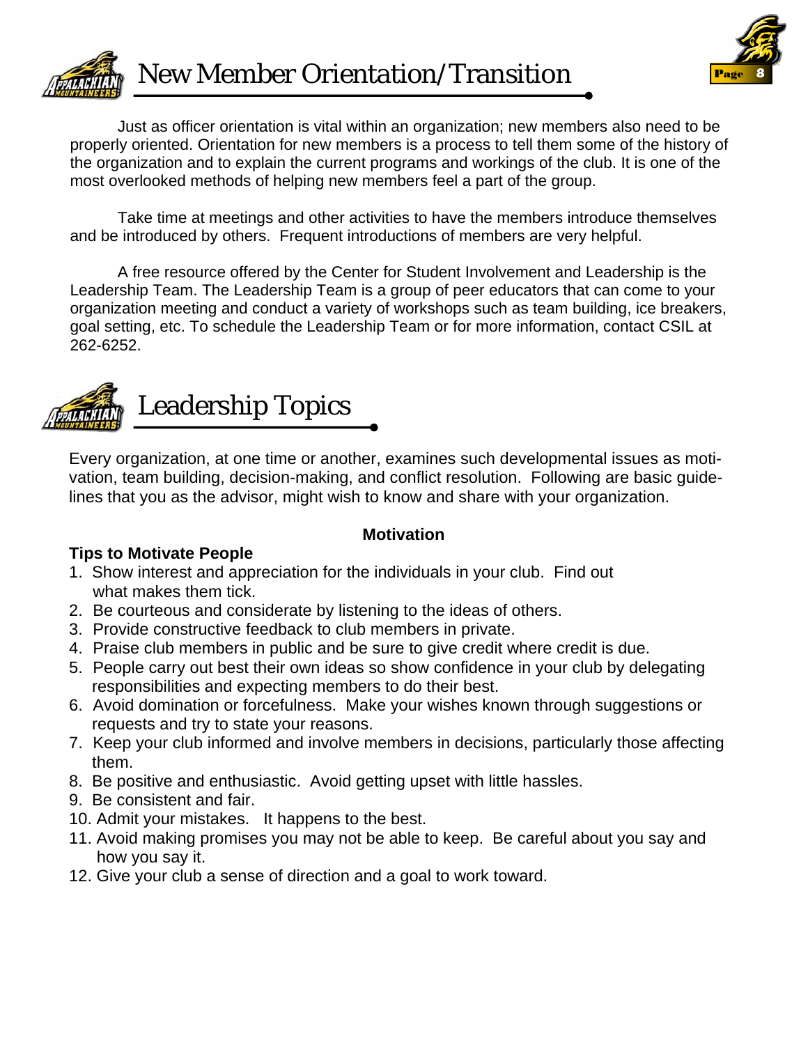# New Member Orientation/Transition

Just as officer orientation is vital within an organization; new members also need to be properly oriented. Orientation for new members is a process to tell them some of the history of the organization and to explain the current programs and workings of the club. It is one of the most overlooked methods of helping new members feel a part of the group.

Take time at meetings and other activities to have the members introduce themselves and be introduced by others. Frequent introductions of members are very helpful.

A free resource offered by the Center for Student Involvement and Leadership is the Leadership Team. The Leadership Team is a group of peer educators that can come to your organization meeting and conduct a variety of workshops such as team building, ice breakers, goal setting, etc. To schedule the Leadership Team or for more information, contact CSIL at 262-6252.

# Leadership Topics

Every organization, at one time or another, examines such developmental issues as motivation, team building, decision-making, and conflict resolution. Following are basic guidelines that you as the advisor, might wish to know and share with your organization.

## Motivation

**Tips to Motivate People**

1. Show interest and appreciation for the individuals in your club. Find out what makes them tick.
2. Be courteous and considerate by listening to the ideas of others.
3. Provide constructive feedback to club members in private.
4. Praise club members in public and be sure to give credit where credit is due.
5. People carry out best their own ideas so show confidence in your club by delegating responsibilities and expecting members to do their best.
6. Avoid domination or forcefulness. Make your wishes known through suggestions or requests and try to state your reasons.
7. Keep your club informed and involve members in decisions, particularly those affecting them.
8. Be positive and enthusiastic. Avoid getting upset with little hassles.
9. Be consistent and fair.
10. Admit your mistakes. It happens to the best.
11. Avoid making promises you may not be able to keep. Be careful about you say and how you say it.
12. Give your club a sense of direction and a goal to work toward.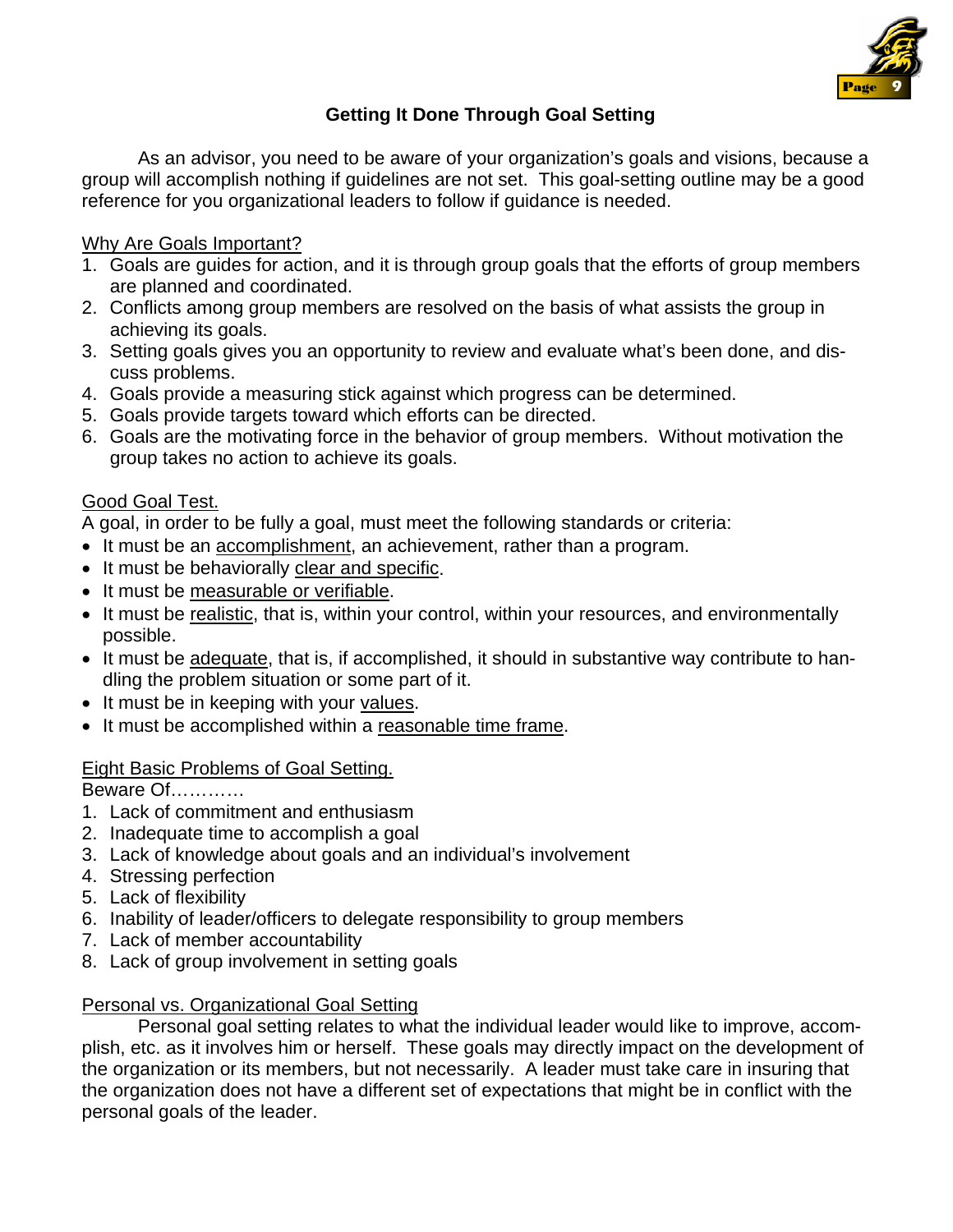## Getting It Done Through Goal Setting

As an advisor, you need to be aware of your organization's goals and visions, because a group will accomplish nothing if guidelines are not set. This goal-setting outline may be a good reference for you organizational leaders to follow if guidance is needed.

Why Are Goals Important?

1. Goals are guides for action, and it is through group goals that the efforts of group members are planned and coordinated.
2. Conflicts among group members are resolved on the basis of what assists the group in achieving its goals.
3. Setting goals gives you an opportunity to review and evaluate what's been done, and discuss problems.
4. Goals provide a measuring stick against which progress can be determined.
5. Goals provide targets toward which efforts can be directed.
6. Goals are the motivating force in the behavior of group members. Without motivation the group takes no action to achieve its goals.

Good Goal Test.

A goal, in order to be fully a goal, must meet the following standards or criteria:

- It must be an accomplishment, an achievement, rather than a program.
- It must be behaviorally clear and specific.
- It must be measurable or verifiable.
- It must be realistic, that is, within your control, within your resources, and environmentally possible.
- It must be adequate, that is, if accomplished, it should in substantive way contribute to handling the problem situation or some part of it.
- It must be in keeping with your values.
- It must be accomplished within a reasonable time frame.

Eight Basic Problems of Goal Setting.

Beware Of…………

1. Lack of commitment and enthusiasm
2. Inadequate time to accomplish a goal
3. Lack of knowledge about goals and an individual's involvement
4. Stressing perfection
5. Lack of flexibility
6. Inability of leader/officers to delegate responsibility to group members
7. Lack of member accountability
8. Lack of group involvement in setting goals

Personal vs. Organizational Goal Setting

Personal goal setting relates to what the individual leader would like to improve, accomplish, etc. as it involves him or herself. These goals may directly impact on the development of the organization or its members, but not necessarily. A leader must take care in insuring that the organization does not have a different set of expectations that might be in conflict with the personal goals of the leader.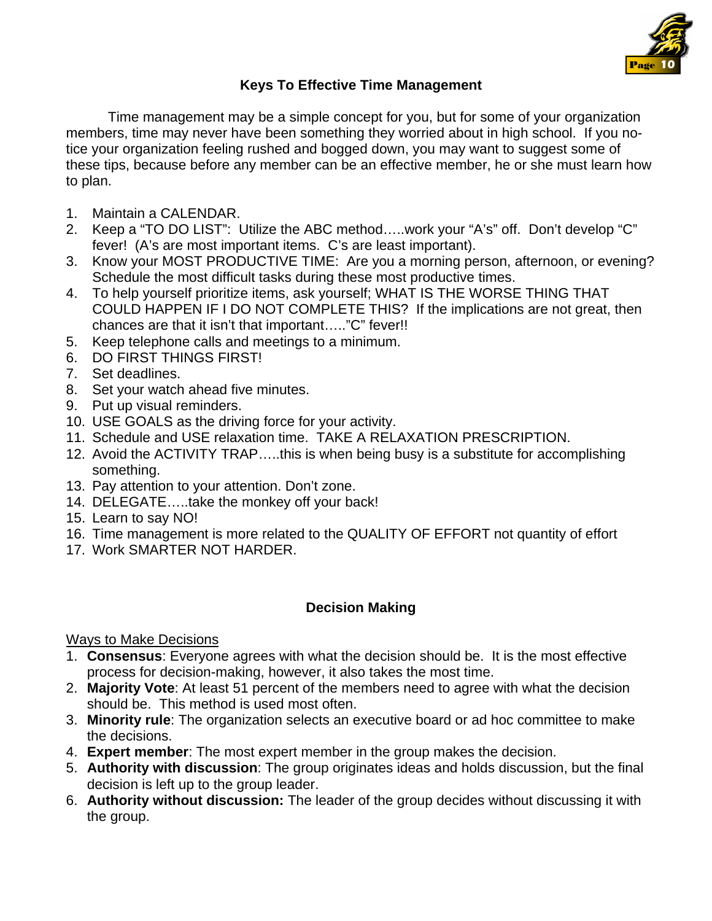## Keys To Effective Time Management

Time management may be a simple concept for you, but for some of your organization members, time may never have been something they worried about in high school. If you notice your organization feeling rushed and bogged down, you may want to suggest some of these tips, because before any member can be an effective member, he or she must learn how to plan.

1. Maintain a CALENDAR.
2. Keep a "TO DO LIST": Utilize the ABC method…..work your "A's" off. Don't develop "C" fever! (A's are most important items. C's are least important).
3. Know your MOST PRODUCTIVE TIME: Are you a morning person, afternoon, or evening? Schedule the most difficult tasks during these most productive times.
4. To help yourself prioritize items, ask yourself; WHAT IS THE WORSE THING THAT COULD HAPPEN IF I DO NOT COMPLETE THIS? If the implications are not great, then chances are that it isn't that important….."C" fever!!
5. Keep telephone calls and meetings to a minimum.
6. DO FIRST THINGS FIRST!
7. Set deadlines.
8. Set your watch ahead five minutes.
9. Put up visual reminders.
10. USE GOALS as the driving force for your activity.
11. Schedule and USE relaxation time. TAKE A RELAXATION PRESCRIPTION.
12. Avoid the ACTIVITY TRAP…..this is when being busy is a substitute for accomplishing something.
13. Pay attention to your attention. Don't zone.
14. DELEGATE…..take the monkey off your back!
15. Learn to say NO!
16. Time management is more related to the QUALITY OF EFFORT not quantity of effort
17. Work SMARTER NOT HARDER.

## Decision Making

Ways to Make Decisions

1. **Consensus**: Everyone agrees with what the decision should be. It is the most effective process for decision-making, however, it also takes the most time.
2. **Majority Vote**: At least 51 percent of the members need to agree with what the decision should be. This method is used most often.
3. **Minority rule**: The organization selects an executive board or ad hoc committee to make the decisions.
4. **Expert member**: The most expert member in the group makes the decision.
5. **Authority with discussion**: The group originates ideas and holds discussion, but the final decision is left up to the group leader.
6. **Authority without discussion:** The leader of the group decides without discussing it with the group.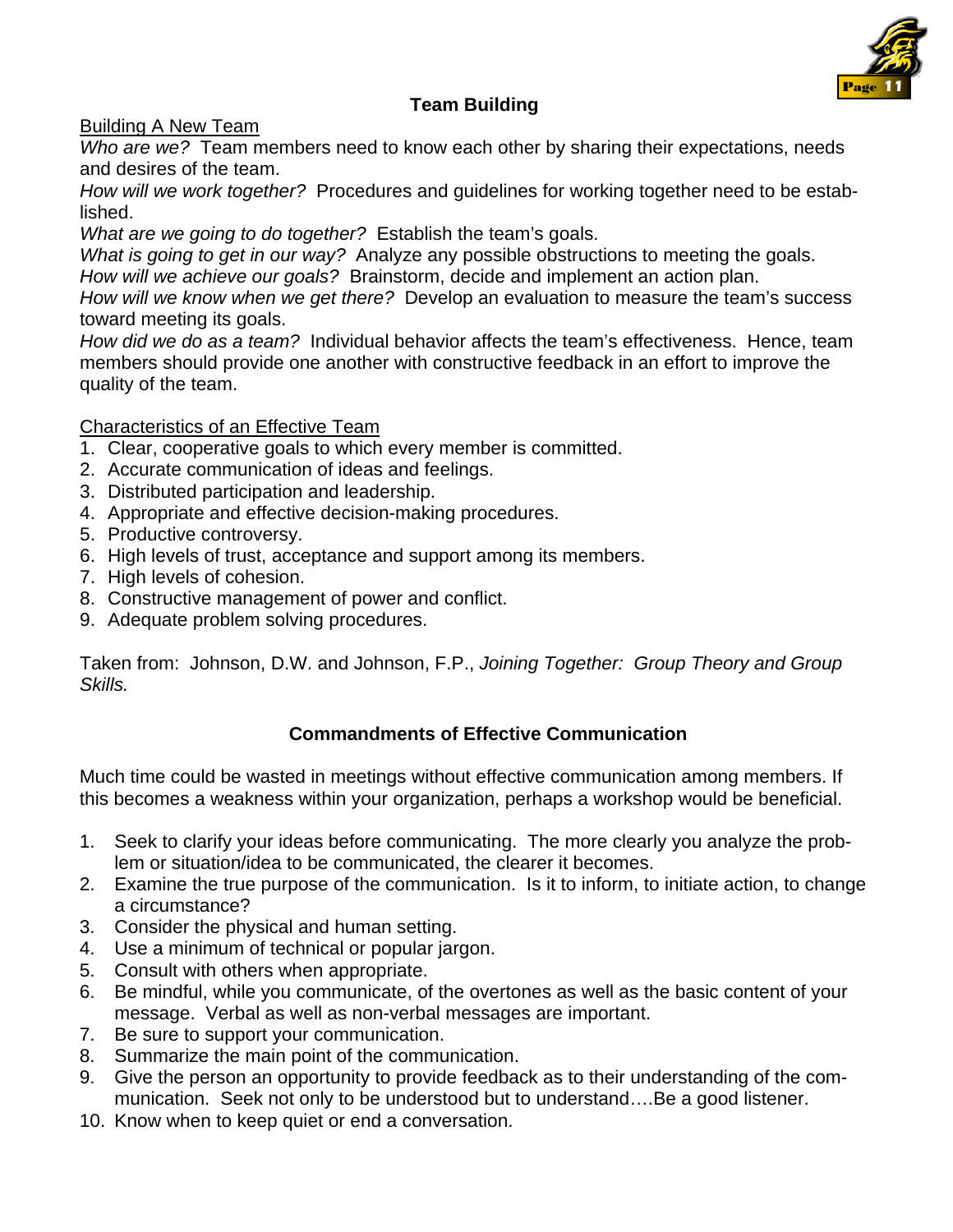## Team Building

<u>Building A New Team</u>

*Who are we?* Team members need to know each other by sharing their expectations, needs and desires of the team.

*How will we work together?* Procedures and guidelines for working together need to be established.

*What are we going to do together?* Establish the team's goals.

*What is going to get in our way?* Analyze any possible obstructions to meeting the goals.

*How will we achieve our goals?* Brainstorm, decide and implement an action plan.

*How will we know when we get there?* Develop an evaluation to measure the team's success toward meeting its goals.

*How did we do as a team?* Individual behavior affects the team's effectiveness. Hence, team members should provide one another with constructive feedback in an effort to improve the quality of the team.

<u>Characteristics of an Effective Team</u>

1. Clear, cooperative goals to which every member is committed.
2. Accurate communication of ideas and feelings.
3. Distributed participation and leadership.
4. Appropriate and effective decision-making procedures.
5. Productive controversy.
6. High levels of trust, acceptance and support among its members.
7. High levels of cohesion.
8. Constructive management of power and conflict.
9. Adequate problem solving procedures.

Taken from: Johnson, D.W. and Johnson, F.P., *Joining Together: Group Theory and Group Skills.*

## Commandments of Effective Communication

Much time could be wasted in meetings without effective communication among members. If this becomes a weakness within your organization, perhaps a workshop would be beneficial.

1. Seek to clarify your ideas before communicating. The more clearly you analyze the problem or situation/idea to be communicated, the clearer it becomes.
2. Examine the true purpose of the communication. Is it to inform, to initiate action, to change a circumstance?
3. Consider the physical and human setting.
4. Use a minimum of technical or popular jargon.
5. Consult with others when appropriate.
6. Be mindful, while you communicate, of the overtones as well as the basic content of your message. Verbal as well as non-verbal messages are important.
7. Be sure to support your communication.
8. Summarize the main point of the communication.
9. Give the person an opportunity to provide feedback as to their understanding of the communication. Seek not only to be understood but to understand….Be a good listener.
10. Know when to keep quiet or end a conversation.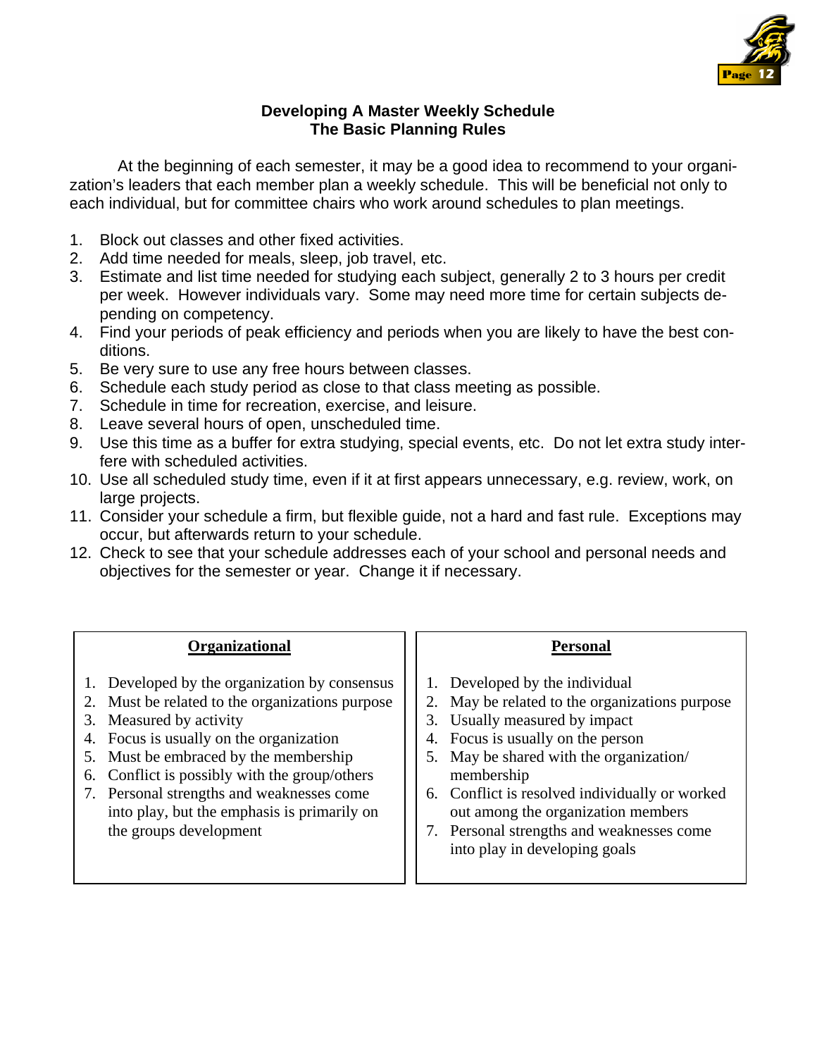## Developing A Master Weekly Schedule
## The Basic Planning Rules

At the beginning of each semester, it may be a good idea to recommend to your organization's leaders that each member plan a weekly schedule. This will be beneficial not only to each individual, but for committee chairs who work around schedules to plan meetings.

1. Block out classes and other fixed activities.
2. Add time needed for meals, sleep, job travel, etc.
3. Estimate and list time needed for studying each subject, generally 2 to 3 hours per credit per week. However individuals vary. Some may need more time for certain subjects depending on competency.
4. Find your periods of peak efficiency and periods when you are likely to have the best conditions.
5. Be very sure to use any free hours between classes.
6. Schedule each study period as close to that class meeting as possible.
7. Schedule in time for recreation, exercise, and leisure.
8. Leave several hours of open, unscheduled time.
9. Use this time as a buffer for extra studying, special events, etc. Do not let extra study interfere with scheduled activities.
10. Use all scheduled study time, even if it at first appears unnecessary, e.g. review, work, on large projects.
11. Consider your schedule a firm, but flexible guide, not a hard and fast rule. Exceptions may occur, but afterwards return to your schedule.
12. Check to see that your schedule addresses each of your school and personal needs and objectives for the semester or year. Change it if necessary.

**Organizational**

1. Developed by the organization by consensus
2. Must be related to the organizations purpose
3. Measured by activity
4. Focus is usually on the organization
5. Must be embraced by the membership
6. Conflict is possibly with the group/others
7. Personal strengths and weaknesses come into play, but the emphasis is primarily on the groups development

**Personal**

1. Developed by the individual
2. May be related to the organizations purpose
3. Usually measured by impact
4. Focus is usually on the person
5. May be shared with the organization/ membership
6. Conflict is resolved individually or worked out among the organization members
7. Personal strengths and weaknesses come into play in developing goals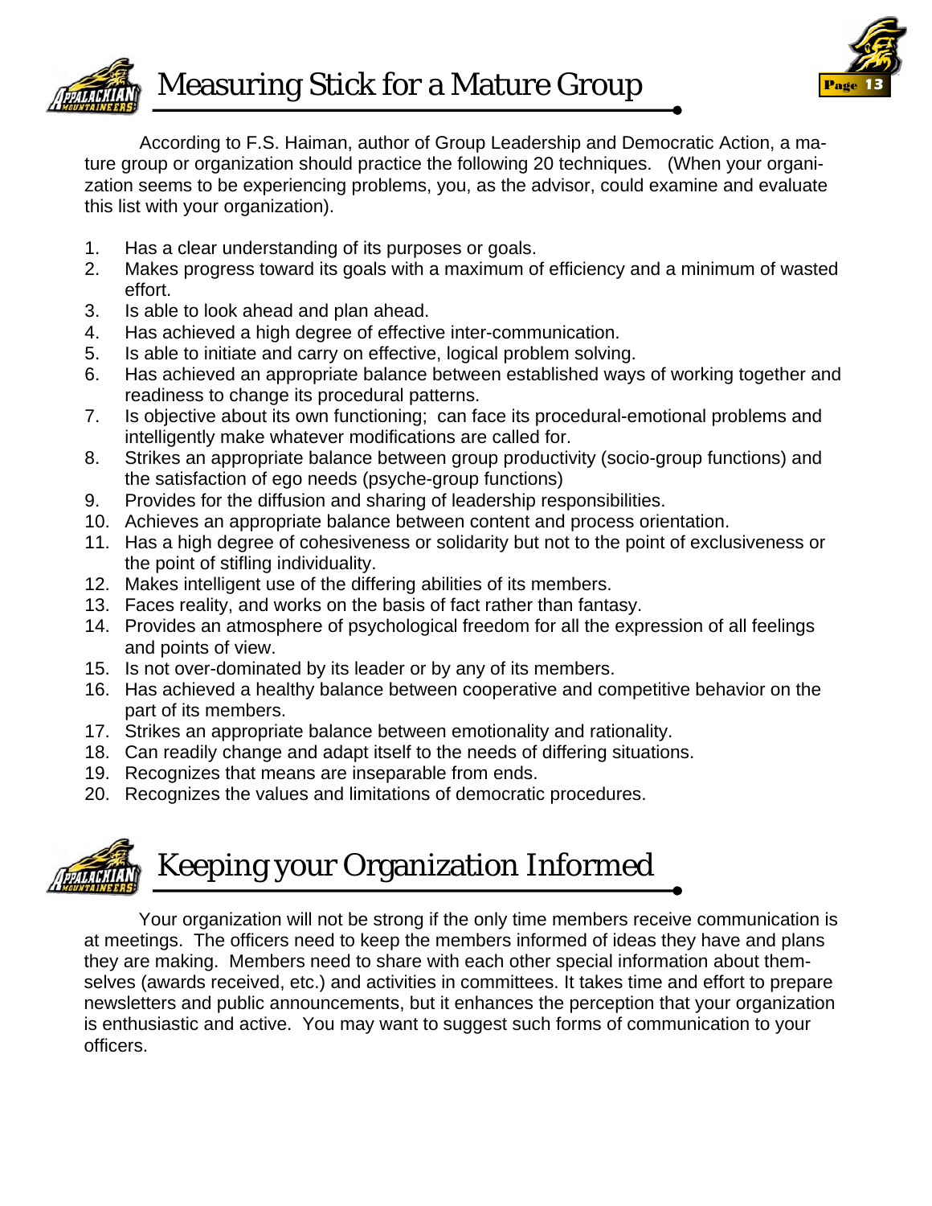# Measuring Stick for a Mature Group

According to F.S. Haiman, author of Group Leadership and Democratic Action, a mature group or organization should practice the following 20 techniques. (When your organization seems to be experiencing problems, you, as the advisor, could examine and evaluate this list with your organization).

1. Has a clear understanding of its purposes or goals.
2. Makes progress toward its goals with a maximum of efficiency and a minimum of wasted effort.
3. Is able to look ahead and plan ahead.
4. Has achieved a high degree of effective inter-communication.
5. Is able to initiate and carry on effective, logical problem solving.
6. Has achieved an appropriate balance between established ways of working together and readiness to change its procedural patterns.
7. Is objective about its own functioning; can face its procedural-emotional problems and intelligently make whatever modifications are called for.
8. Strikes an appropriate balance between group productivity (socio-group functions) and the satisfaction of ego needs (psyche-group functions)
9. Provides for the diffusion and sharing of leadership responsibilities.
10. Achieves an appropriate balance between content and process orientation.
11. Has a high degree of cohesiveness or solidarity but not to the point of exclusiveness or the point of stifling individuality.
12. Makes intelligent use of the differing abilities of its members.
13. Faces reality, and works on the basis of fact rather than fantasy.
14. Provides an atmosphere of psychological freedom for all the expression of all feelings and points of view.
15. Is not over-dominated by its leader or by any of its members.
16. Has achieved a healthy balance between cooperative and competitive behavior on the part of its members.
17. Strikes an appropriate balance between emotionality and rationality.
18. Can readily change and adapt itself to the needs of differing situations.
19. Recognizes that means are inseparable from ends.
20. Recognizes the values and limitations of democratic procedures.

# Keeping your Organization Informed

Your organization will not be strong if the only time members receive communication is at meetings. The officers need to keep the members informed of ideas they have and plans they are making. Members need to share with each other special information about themselves (awards received, etc.) and activities in committees. It takes time and effort to prepare newsletters and public announcements, but it enhances the perception that your organization is enthusiastic and active. You may want to suggest such forms of communication to your officers.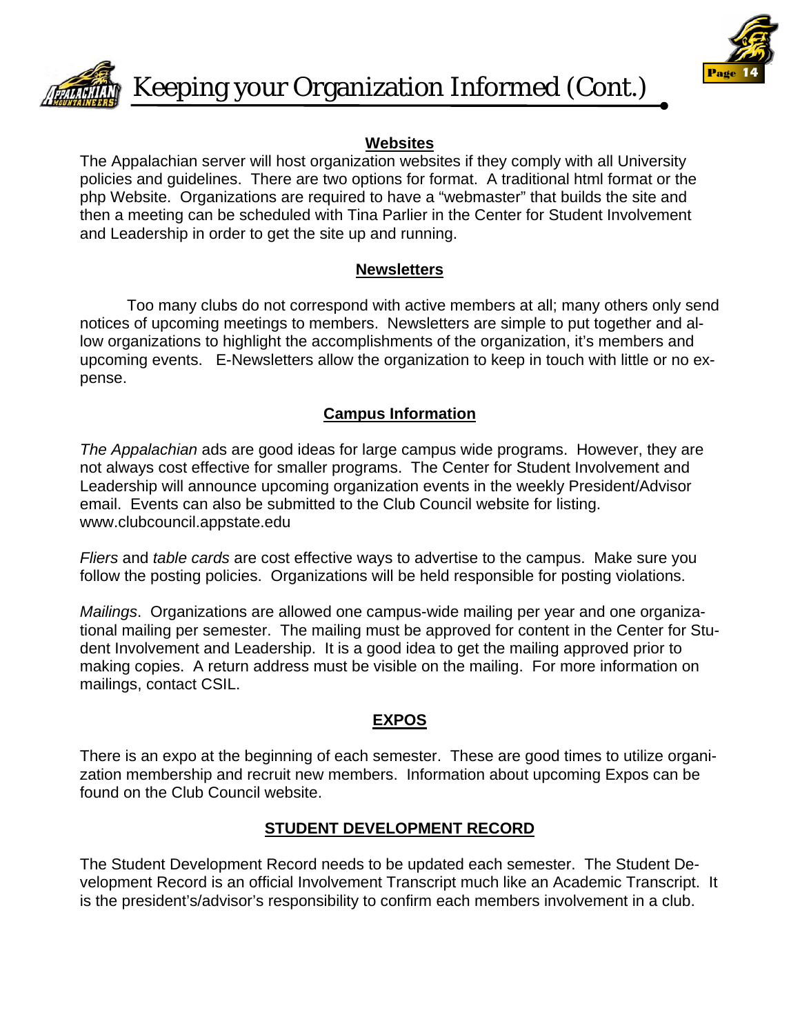# Keeping your Organization Informed (Cont.)

## Websites

The Appalachian server will host organization websites if they comply with all University policies and guidelines. There are two options for format. A traditional html format or the php Website. Organizations are required to have a "webmaster" that builds the site and then a meeting can be scheduled with Tina Parlier in the Center for Student Involvement and Leadership in order to get the site up and running.

## Newsletters

Too many clubs do not correspond with active members at all; many others only send notices of upcoming meetings to members. Newsletters are simple to put together and allow organizations to highlight the accomplishments of the organization, it's members and upcoming events. E-Newsletters allow the organization to keep in touch with little or no expense.

## Campus Information

*The Appalachian* ads are good ideas for large campus wide programs. However, they are not always cost effective for smaller programs. The Center for Student Involvement and Leadership will announce upcoming organization events in the weekly President/Advisor email. Events can also be submitted to the Club Council website for listing. www.clubcouncil.appstate.edu

*Fliers* and *table cards* are cost effective ways to advertise to the campus. Make sure you follow the posting policies. Organizations will be held responsible for posting violations.

*Mailings*. Organizations are allowed one campus-wide mailing per year and one organizational mailing per semester. The mailing must be approved for content in the Center for Student Involvement and Leadership. It is a good idea to get the mailing approved prior to making copies. A return address must be visible on the mailing. For more information on mailings, contact CSIL.

## EXPOS

There is an expo at the beginning of each semester. These are good times to utilize organization membership and recruit new members. Information about upcoming Expos can be found on the Club Council website.

## STUDENT DEVELOPMENT RECORD

The Student Development Record needs to be updated each semester. The Student Development Record is an official Involvement Transcript much like an Academic Transcript. It is the president's/advisor's responsibility to confirm each members involvement in a club.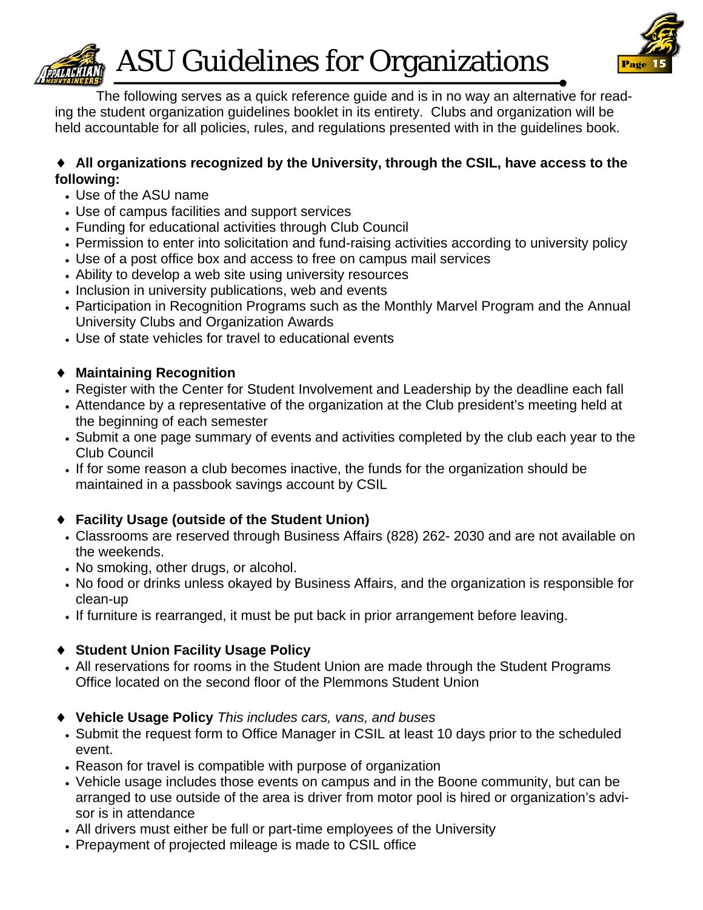# ASU Guidelines for Organizations

The following serves as a quick reference guide and is in no way an alternative for reading the student organization guidelines booklet in its entirety. Clubs and organization will be held accountable for all policies, rules, and regulations presented with in the guidelines book.

♦ **All organizations recognized by the University, through the CSIL, have access to the following:**

- Use of the ASU name
- Use of campus facilities and support services
- Funding for educational activities through Club Council
- Permission to enter into solicitation and fund-raising activities according to university policy
- Use of a post office box and access to free on campus mail services
- Ability to develop a web site using university resources
- Inclusion in university publications, web and events
- Participation in Recognition Programs such as the Monthly Marvel Program and the Annual University Clubs and Organization Awards
- Use of state vehicles for travel to educational events

♦ **Maintaining Recognition**

- Register with the Center for Student Involvement and Leadership by the deadline each fall
- Attendance by a representative of the organization at the Club president's meeting held at the beginning of each semester
- Submit a one page summary of events and activities completed by the club each year to the Club Council
- If for some reason a club becomes inactive, the funds for the organization should be maintained in a passbook savings account by CSIL

♦ **Facility Usage (outside of the Student Union)**

- Classrooms are reserved through Business Affairs (828) 262- 2030 and are not available on the weekends.
- No smoking, other drugs, or alcohol.
- No food or drinks unless okayed by Business Affairs, and the organization is responsible for clean-up
- If furniture is rearranged, it must be put back in prior arrangement before leaving.

♦ **Student Union Facility Usage Policy**

- All reservations for rooms in the Student Union are made through the Student Programs Office located on the second floor of the Plemmons Student Union

♦ **Vehicle Usage Policy** *This includes cars, vans, and buses*

- Submit the request form to Office Manager in CSIL at least 10 days prior to the scheduled event.
- Reason for travel is compatible with purpose of organization
- Vehicle usage includes those events on campus and in the Boone community, but can be arranged to use outside of the area is driver from motor pool is hired or organization's advisor is in attendance
- All drivers must either be full or part-time employees of the University
- Prepayment of projected mileage is made to CSIL office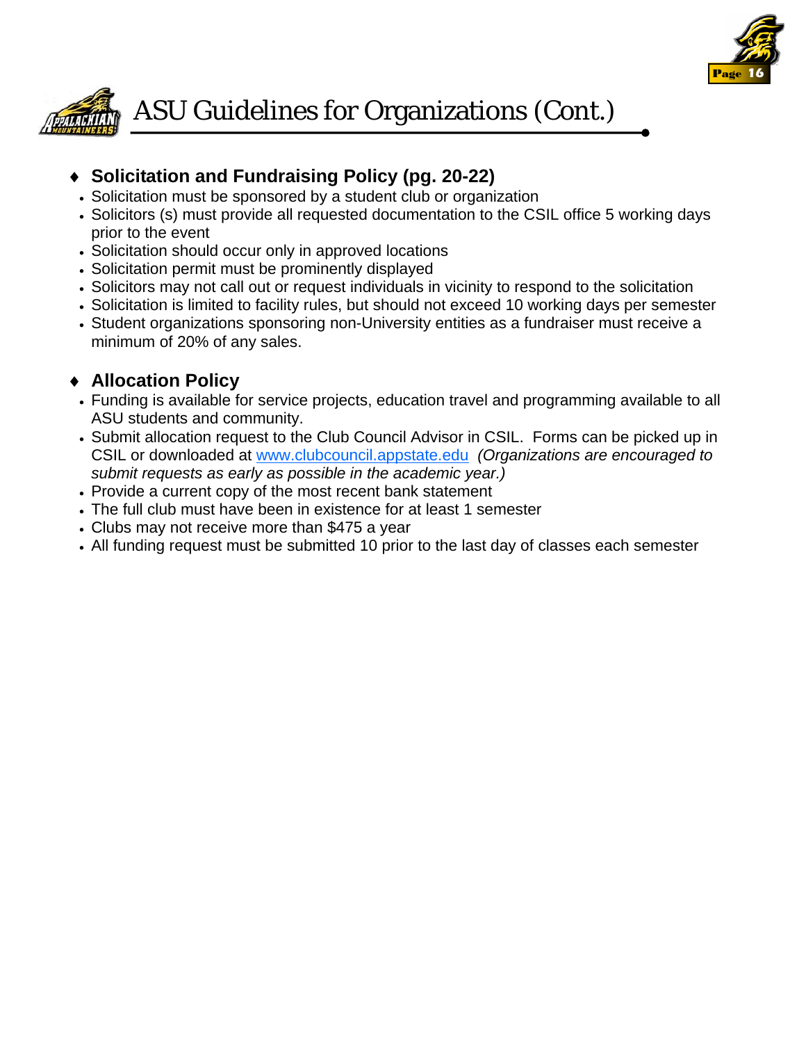# ASU Guidelines for Organizations (Cont.)

## Solicitation and Fundraising Policy (pg. 20-22)

- Solicitation must be sponsored by a student club or organization
- Solicitors (s) must provide all requested documentation to the CSIL office 5 working days prior to the event
- Solicitation should occur only in approved locations
- Solicitation permit must be prominently displayed
- Solicitors may not call out or request individuals in vicinity to respond to the solicitation
- Solicitation is limited to facility rules, but should not exceed 10 working days per semester
- Student organizations sponsoring non-University entities as a fundraiser must receive a minimum of 20% of any sales.

## Allocation Policy

- Funding is available for service projects, education travel and programming available to all ASU students and community.
- Submit allocation request to the Club Council Advisor in CSIL. Forms can be picked up in CSIL or downloaded at www.clubcouncil.appstate.edu *(Organizations are encouraged to submit requests as early as possible in the academic year.)*
- Provide a current copy of the most recent bank statement
- The full club must have been in existence for at least 1 semester
- Clubs may not receive more than $475 a year
- All funding request must be submitted 10 prior to the last day of classes each semester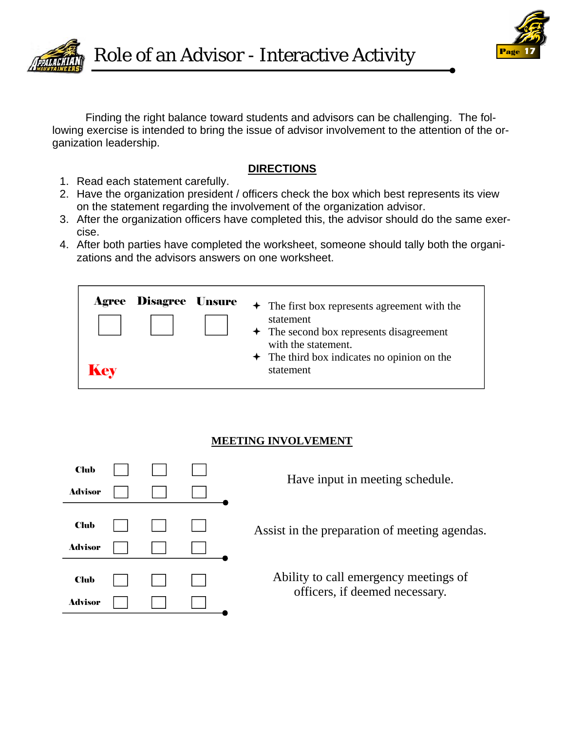# Role of an Advisor - Interactive Activity

Finding the right balance toward students and advisors can be challenging. The following exercise is intended to bring the issue of advisor involvement to the attention of the organization leadership.

**DIRECTIONS**

1. Read each statement carefully.
2. Have the organization president / officers check the box which best represents its view on the statement regarding the involvement of the organization advisor.
3. After the organization officers have completed this, the advisor should do the same exercise.
4. After both parties have completed the worksheet, someone should tally both the organizations and the advisors answers on one worksheet.

| Agree | Disagree | Unsure |
|---|---|---|
| ☐ | ☐ | ☐ |

**Key**

- The first box represents agreement with the statement
- The second box represents disagreement with the statement.
- The third box indicates no opinion on the statement

## MEETING INVOLVEMENT

| | Agree | Disagree | Unsure | Statement |
|---|---|---|---|---|
| Club | ☐ | ☐ | ☐ | Have input in meeting schedule. |
| Advisor | ☐ | ☐ | ☐ | |
| Club | ☐ | ☐ | ☐ | Assist in the preparation of meeting agendas. |
| Advisor | ☐ | ☐ | ☐ | |
| Club | ☐ | ☐ | ☐ | Ability to call emergency meetings of officers, if deemed necessary. |
| Advisor | ☐ | ☐ | ☐ | |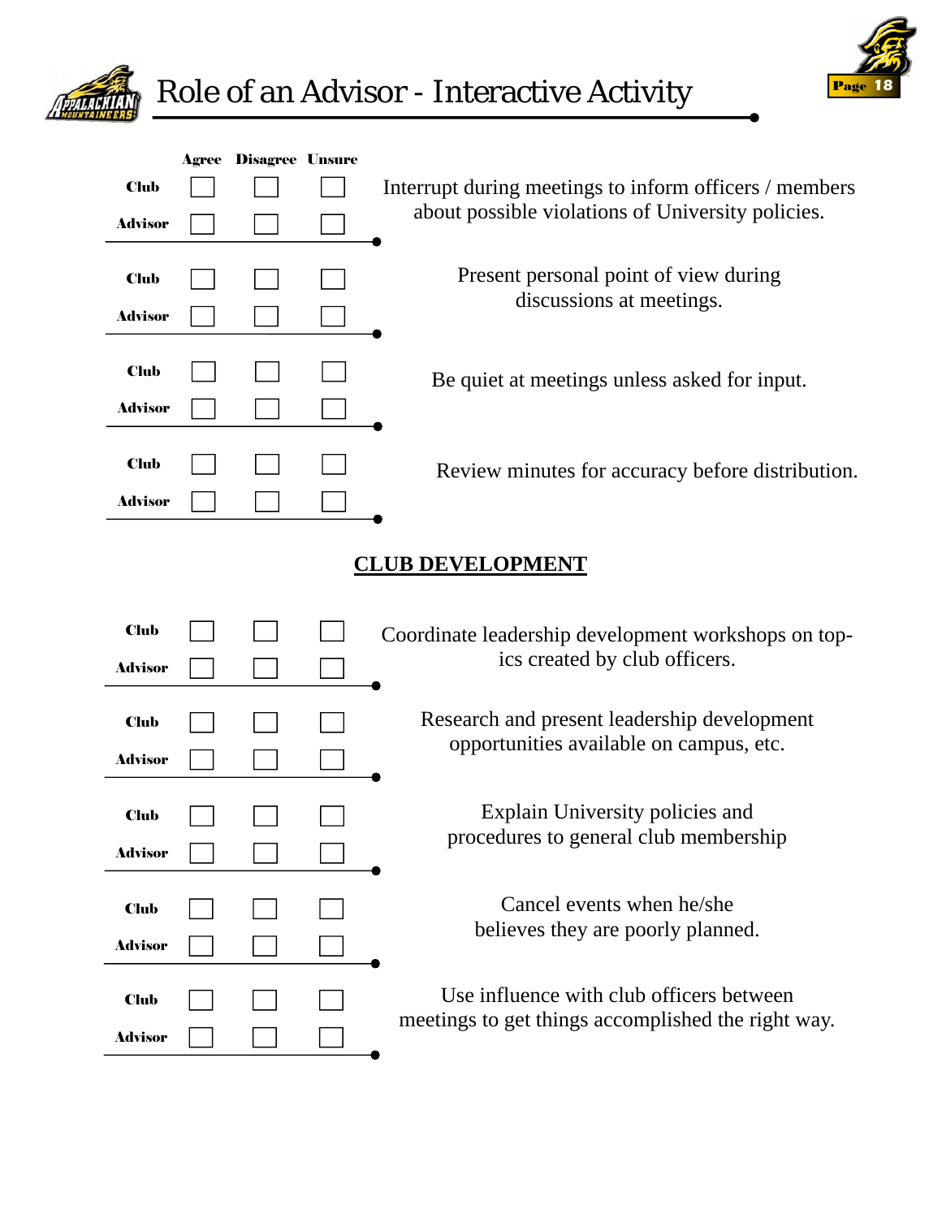# Role of an Advisor - Interactive Activity

| | Agree | Disagree | Unsure | |
|---|---|---|---|---|
| Club | ☐ | ☐ | ☐ | Interrupt during meetings to inform officers / members about possible violations of University policies. |
| Advisor | ☐ | ☐ | ☐ | |
| Club | ☐ | ☐ | ☐ | Present personal point of view during discussions at meetings. |
| Advisor | ☐ | ☐ | ☐ | |
| Club | ☐ | ☐ | ☐ | Be quiet at meetings unless asked for input. |
| Advisor | ☐ | ☐ | ☐ | |
| Club | ☐ | ☐ | ☐ | Review minutes for accuracy before distribution. |
| Advisor | ☐ | ☐ | ☐ | |

## CLUB DEVELOPMENT

| | Agree | Disagree | Unsure | |
|---|---|---|---|---|
| Club | ☐ | ☐ | ☐ | Coordinate leadership development workshops on topics created by club officers. |
| Advisor | ☐ | ☐ | ☐ | |
| Club | ☐ | ☐ | ☐ | Research and present leadership development opportunities available on campus, etc. |
| Advisor | ☐ | ☐ | ☐ | |
| Club | ☐ | ☐ | ☐ | Explain University policies and procedures to general club membership |
| Advisor | ☐ | ☐ | ☐ | |
| Club | ☐ | ☐ | ☐ | Cancel events when he/she believes they are poorly planned. |
| Advisor | ☐ | ☐ | ☐ | |
| Club | ☐ | ☐ | ☐ | Use influence with club officers between meetings to get things accomplished the right way. |
| Advisor | ☐ | ☐ | ☐ | |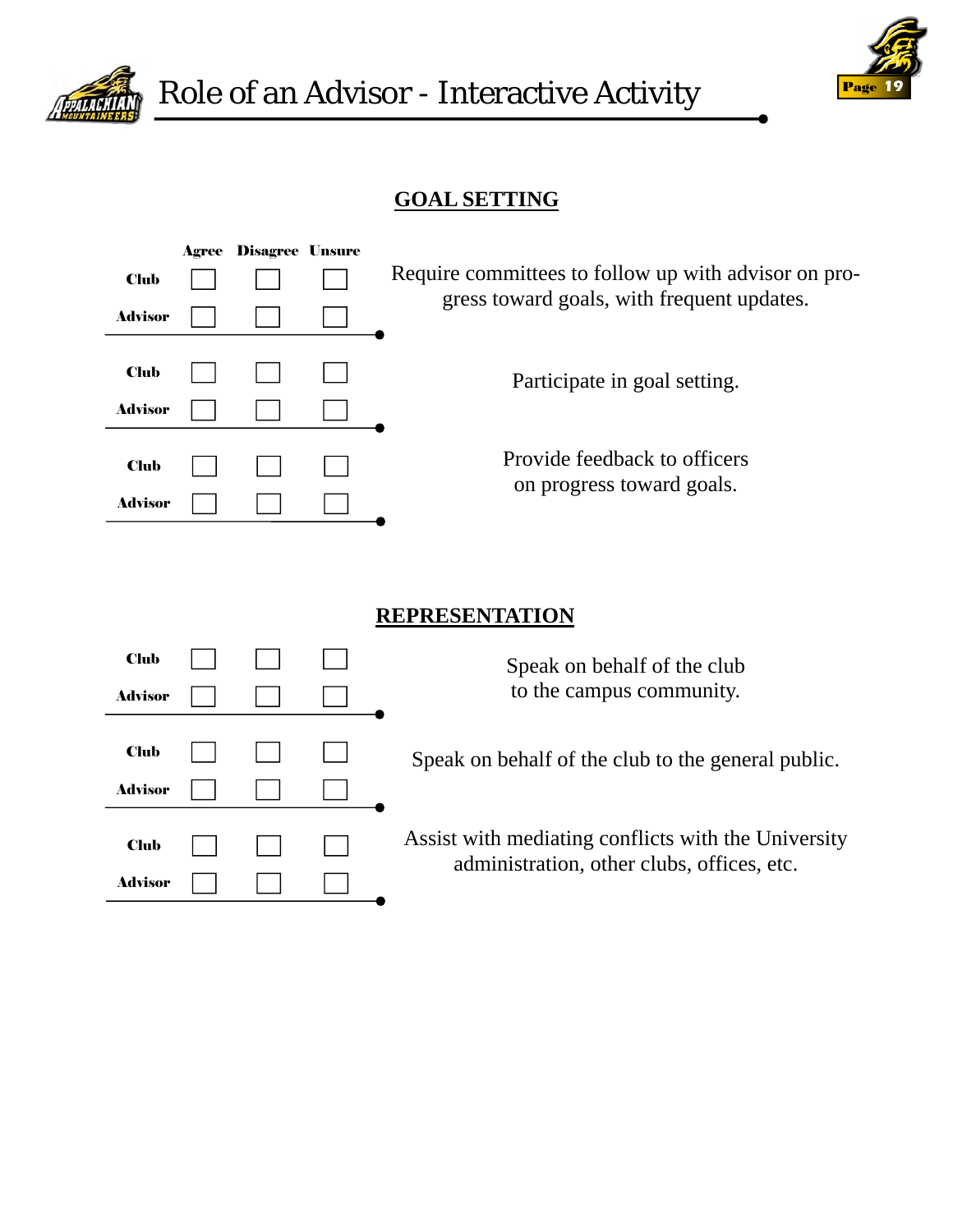# Role of an Advisor - Interactive Activity

## GOAL SETTING

| | Agree | Disagree | Unsure | |
|---|---|---|---|---|
| Club | ☐ | ☐ | ☐ | Require committees to follow up with advisor on progress toward goals, with frequent updates. |
| Advisor | ☐ | ☐ | ☐ | |
| Club | ☐ | ☐ | ☐ | Participate in goal setting. |
| Advisor | ☐ | ☐ | ☐ | |
| Club | ☐ | ☐ | ☐ | Provide feedback to officers on progress toward goals. |
| Advisor | ☐ | ☐ | ☐ | |

## REPRESENTATION

| | Agree | Disagree | Unsure | |
|---|---|---|---|---|
| Club | ☐ | ☐ | ☐ | Speak on behalf of the club to the campus community. |
| Advisor | ☐ | ☐ | ☐ | |
| Club | ☐ | ☐ | ☐ | Speak on behalf of the club to the general public. |
| Advisor | ☐ | ☐ | ☐ | |
| Club | ☐ | ☐ | ☐ | Assist with mediating conflicts with the University administration, other clubs, offices, etc. |
| Advisor | ☐ | ☐ | ☐ | |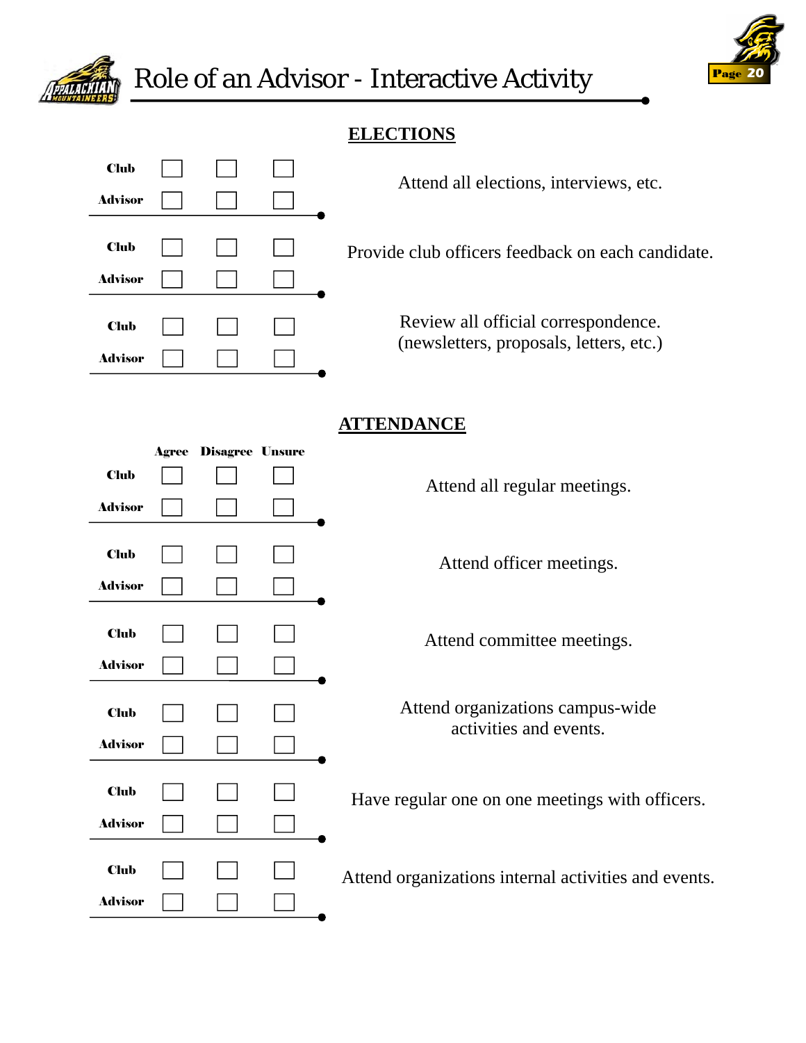# Role of an Advisor - Interactive Activity

## ELECTIONS

| | Agree | Disagree | Unsure | Statement |
|---|---|---|---|---|
| Club | ☐ | ☐ | ☐ | Attend all elections, interviews, etc. |
| Advisor | ☐ | ☐ | ☐ | |
| Club | ☐ | ☐ | ☐ | Provide club officers feedback on each candidate. |
| Advisor | ☐ | ☐ | ☐ | |
| Club | ☐ | ☐ | ☐ | Review all official correspondence. (newsletters, proposals, letters, etc.) |
| Advisor | ☐ | ☐ | ☐ | |

## ATTENDANCE

| | Agree | Disagree | Unsure | Statement |
|---|---|---|---|---|
| Club | ☐ | ☐ | ☐ | Attend all regular meetings. |
| Advisor | ☐ | ☐ | ☐ | |
| Club | ☐ | ☐ | ☐ | Attend officer meetings. |
| Advisor | ☐ | ☐ | ☐ | |
| Club | ☐ | ☐ | ☐ | Attend committee meetings. |
| Advisor | ☐ | ☐ | ☐ | |
| Club | ☐ | ☐ | ☐ | Attend organizations campus-wide activities and events. |
| Advisor | ☐ | ☐ | ☐ | |
| Club | ☐ | ☐ | ☐ | Have regular one on one meetings with officers. |
| Advisor | ☐ | ☐ | ☐ | |
| Club | ☐ | ☐ | ☐ | Attend organizations internal activities and events. |
| Advisor | ☐ | ☐ | ☐ | |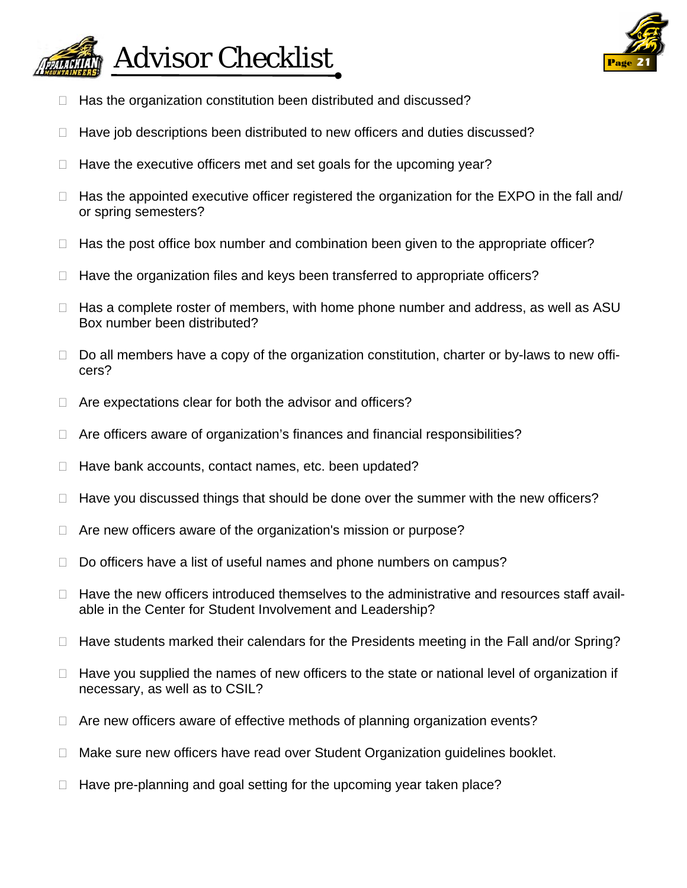# Advisor Checklist

- Has the organization constitution been distributed and discussed?
- Have job descriptions been distributed to new officers and duties discussed?
- Have the executive officers met and set goals for the upcoming year?
- Has the appointed executive officer registered the organization for the EXPO in the fall and/ or spring semesters?
- Has the post office box number and combination been given to the appropriate officer?
- Have the organization files and keys been transferred to appropriate officers?
- Has a complete roster of members, with home phone number and address, as well as ASU Box number been distributed?
- Do all members have a copy of the organization constitution, charter or by-laws to new officers?
- Are expectations clear for both the advisor and officers?
- Are officers aware of organization's finances and financial responsibilities?
- Have bank accounts, contact names, etc. been updated?
- Have you discussed things that should be done over the summer with the new officers?
- Are new officers aware of the organization's mission or purpose?
- Do officers have a list of useful names and phone numbers on campus?
- Have the new officers introduced themselves to the administrative and resources staff available in the Center for Student Involvement and Leadership?
- Have students marked their calendars for the Presidents meeting in the Fall and/or Spring?
- Have you supplied the names of new officers to the state or national level of organization if necessary, as well as to CSIL?
- Are new officers aware of effective methods of planning organization events?
- Make sure new officers have read over Student Organization guidelines booklet.
- Have pre-planning and goal setting for the upcoming year taken place?